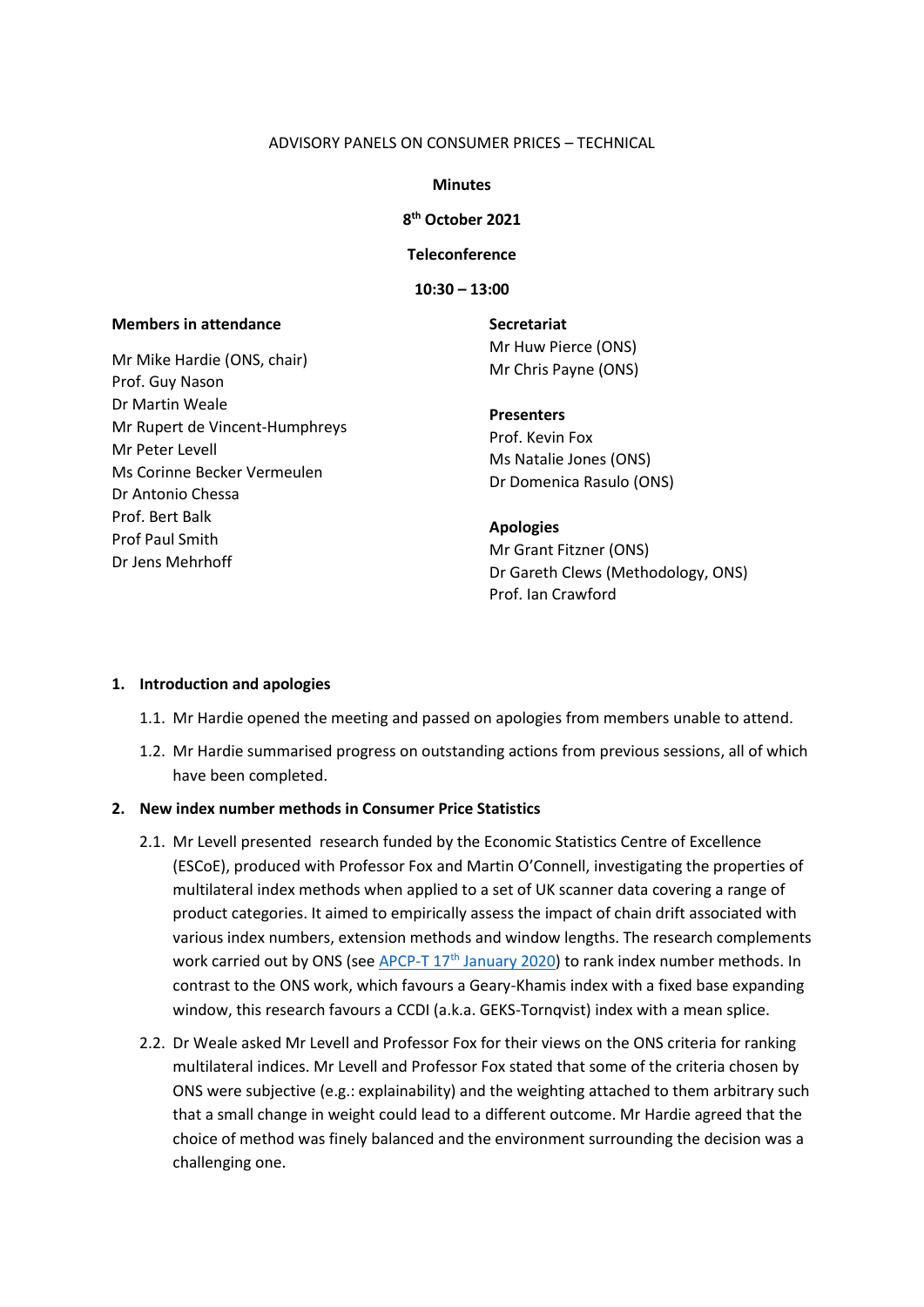ADVISORY PANELS ON CONSUMER PRICES – TECHNICAL

**Minutes**

**8th October 2021**

**Teleconference**

**10:30 – 13:00**

**Members in attendance**

Mr Mike Hardie (ONS, chair)
Prof. Guy Nason
Dr Martin Weale
Mr Rupert de Vincent-Humphreys
Mr Peter Levell
Ms Corinne Becker Vermeulen
Dr Antonio Chessa
Prof. Bert Balk
Prof Paul Smith
Dr Jens Mehrhoff

**Secretariat**
Mr Huw Pierce (ONS)
Mr Chris Payne (ONS)

**Presenters**
Prof. Kevin Fox
Ms Natalie Jones (ONS)
Dr Domenica Rasulo (ONS)

**Apologies**
Mr Grant Fitzner (ONS)
Dr Gareth Clews (Methodology, ONS)
Prof. Ian Crawford

## 1. Introduction and apologies

1.1. Mr Hardie opened the meeting and passed on apologies from members unable to attend.

1.2. Mr Hardie summarised progress on outstanding actions from previous sessions, all of which have been completed.

## 2. New index number methods in Consumer Price Statistics

2.1. Mr Levell presented research funded by the Economic Statistics Centre of Excellence (ESCoE), produced with Professor Fox and Martin O'Connell, investigating the properties of multilateral index methods when applied to a set of UK scanner data covering a range of product categories. It aimed to empirically assess the impact of chain drift associated with various index numbers, extension methods and window lengths. The research complements work carried out by ONS (see APCP-T 17th January 2020) to rank index number methods. In contrast to the ONS work, which favours a Geary-Khamis index with a fixed base expanding window, this research favours a CCDI (a.k.a. GEKS-Tornqvist) index with a mean splice.

2.2. Dr Weale asked Mr Levell and Professor Fox for their views on the ONS criteria for ranking multilateral indices. Mr Levell and Professor Fox stated that some of the criteria chosen by ONS were subjective (e.g.: explainability) and the weighting attached to them arbitrary such that a small change in weight could lead to a different outcome. Mr Hardie agreed that the choice of method was finely balanced and the environment surrounding the decision was a challenging one.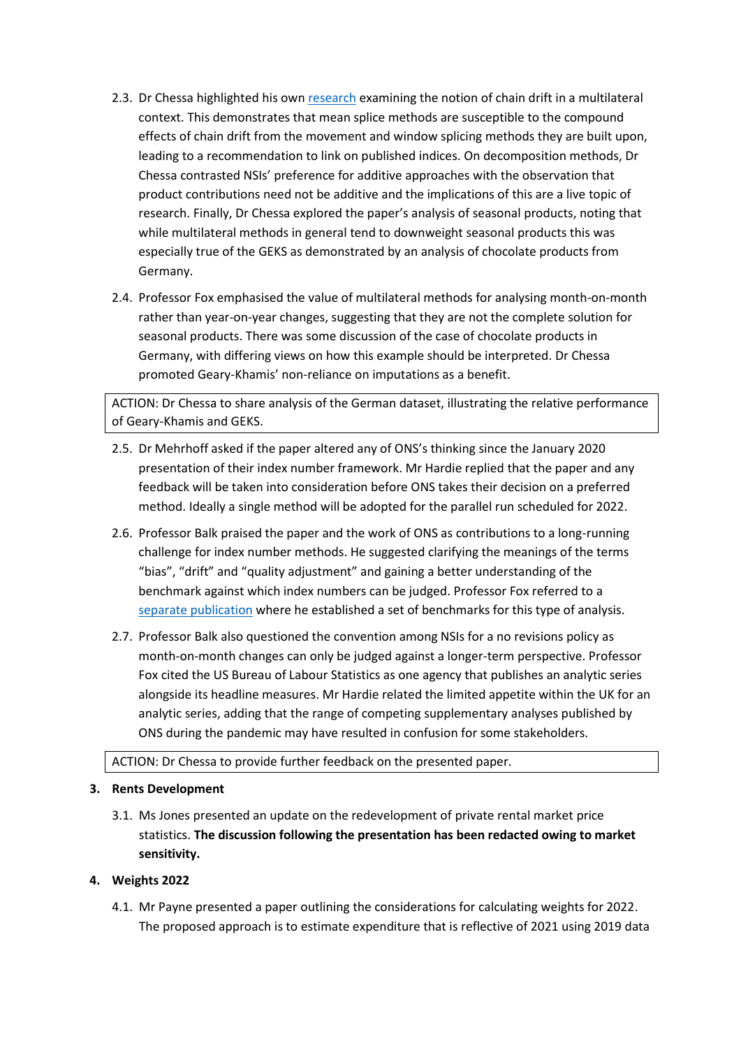2.3. Dr Chessa highlighted his own [research](research) examining the notion of chain drift in a multilateral context. This demonstrates that mean splice methods are susceptible to the compound effects of chain drift from the movement and window splicing methods they are built upon, leading to a recommendation to link on published indices. On decomposition methods, Dr Chessa contrasted NSIs' preference for additive approaches with the observation that product contributions need not be additive and the implications of this are a live topic of research. Finally, Dr Chessa explored the paper's analysis of seasonal products, noting that while multilateral methods in general tend to downweight seasonal products this was especially true of the GEKS as demonstrated by an analysis of chocolate products from Germany.

2.4. Professor Fox emphasised the value of multilateral methods for analysing month-on-month rather than year-on-year changes, suggesting that they are not the complete solution for seasonal products. There was some discussion of the case of chocolate products in Germany, with differing views on how this example should be interpreted. Dr Chessa promoted Geary-Khamis' non-reliance on imputations as a benefit.

> ACTION: Dr Chessa to share analysis of the German dataset, illustrating the relative performance of Geary-Khamis and GEKS.

2.5. Dr Mehrhoff asked if the paper altered any of ONS's thinking since the January 2020 presentation of their index number framework. Mr Hardie replied that the paper and any feedback will be taken into consideration before ONS takes their decision on a preferred method. Ideally a single method will be adopted for the parallel run scheduled for 2022.

2.6. Professor Balk praised the paper and the work of ONS as contributions to a long-running challenge for index number methods. He suggested clarifying the meanings of the terms "bias", "drift" and "quality adjustment" and gaining a better understanding of the benchmark against which index numbers can be judged. Professor Fox referred to a separate publication where he established a set of benchmarks for this type of analysis.

2.7. Professor Balk also questioned the convention among NSIs for a no revisions policy as month-on-month changes can only be judged against a longer-term perspective. Professor Fox cited the US Bureau of Labour Statistics as one agency that publishes an analytic series alongside its headline measures. Mr Hardie related the limited appetite within the UK for an analytic series, adding that the range of competing supplementary analyses published by ONS during the pandemic may have resulted in confusion for some stakeholders.

> ACTION: Dr Chessa to provide further feedback on the presented paper.

**3. Rents Development**

3.1. Ms Jones presented an update on the redevelopment of private rental market price statistics. **The discussion following the presentation has been redacted owing to market sensitivity.**

**4. Weights 2022**

4.1. Mr Payne presented a paper outlining the considerations for calculating weights for 2022. The proposed approach is to estimate expenditure that is reflective of 2021 using 2019 data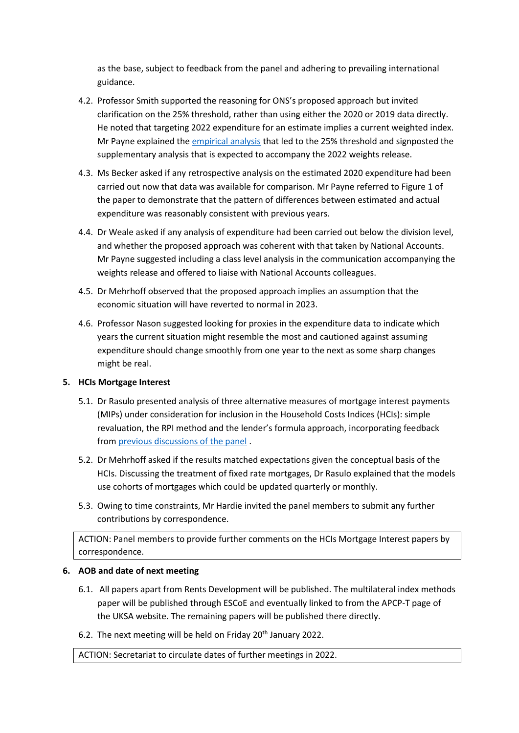as the base, subject to feedback from the panel and adhering to prevailing international guidance.

4.2. Professor Smith supported the reasoning for ONS's proposed approach but invited clarification on the 25% threshold, rather than using either the 2020 or 2019 data directly. He noted that targeting 2022 expenditure for an estimate implies a current weighted index. Mr Payne explained the empirical analysis that led to the 25% threshold and signposted the supplementary analysis that is expected to accompany the 2022 weights release.

4.3. Ms Becker asked if any retrospective analysis on the estimated 2020 expenditure had been carried out now that data was available for comparison. Mr Payne referred to Figure 1 of the paper to demonstrate that the pattern of differences between estimated and actual expenditure was reasonably consistent with previous years.

4.4. Dr Weale asked if any analysis of expenditure had been carried out below the division level, and whether the proposed approach was coherent with that taken by National Accounts. Mr Payne suggested including a class level analysis in the communication accompanying the weights release and offered to liaise with National Accounts colleagues.

4.5. Dr Mehrhoff observed that the proposed approach implies an assumption that the economic situation will have reverted to normal in 2023.

4.6. Professor Nason suggested looking for proxies in the expenditure data to indicate which years the current situation might resemble the most and cautioned against assuming expenditure should change smoothly from one year to the next as some sharp changes might be real.

**5. HCIs Mortgage Interest**

5.1. Dr Rasulo presented analysis of three alternative measures of mortgage interest payments (MIPs) under consideration for inclusion in the Household Costs Indices (HCIs): simple revaluation, the RPI method and the lender's formula approach, incorporating feedback from previous discussions of the panel .

5.2. Dr Mehrhoff asked if the results matched expectations given the conceptual basis of the HCIs. Discussing the treatment of fixed rate mortgages, Dr Rasulo explained that the models use cohorts of mortgages which could be updated quarterly or monthly.

5.3. Owing to time constraints, Mr Hardie invited the panel members to submit any further contributions by correspondence.

| ACTION: Panel members to provide further comments on the HCIs Mortgage Interest papers by correspondence. |
| --- |

**6. AOB and date of next meeting**

6.1. All papers apart from Rents Development will be published. The multilateral index methods paper will be published through ESCoE and eventually linked to from the APCP-T page of the UKSA website. The remaining papers will be published there directly.

6.2. The next meeting will be held on Friday 20th January 2022.

| ACTION: Secretariat to circulate dates of further meetings in 2022. |
| --- |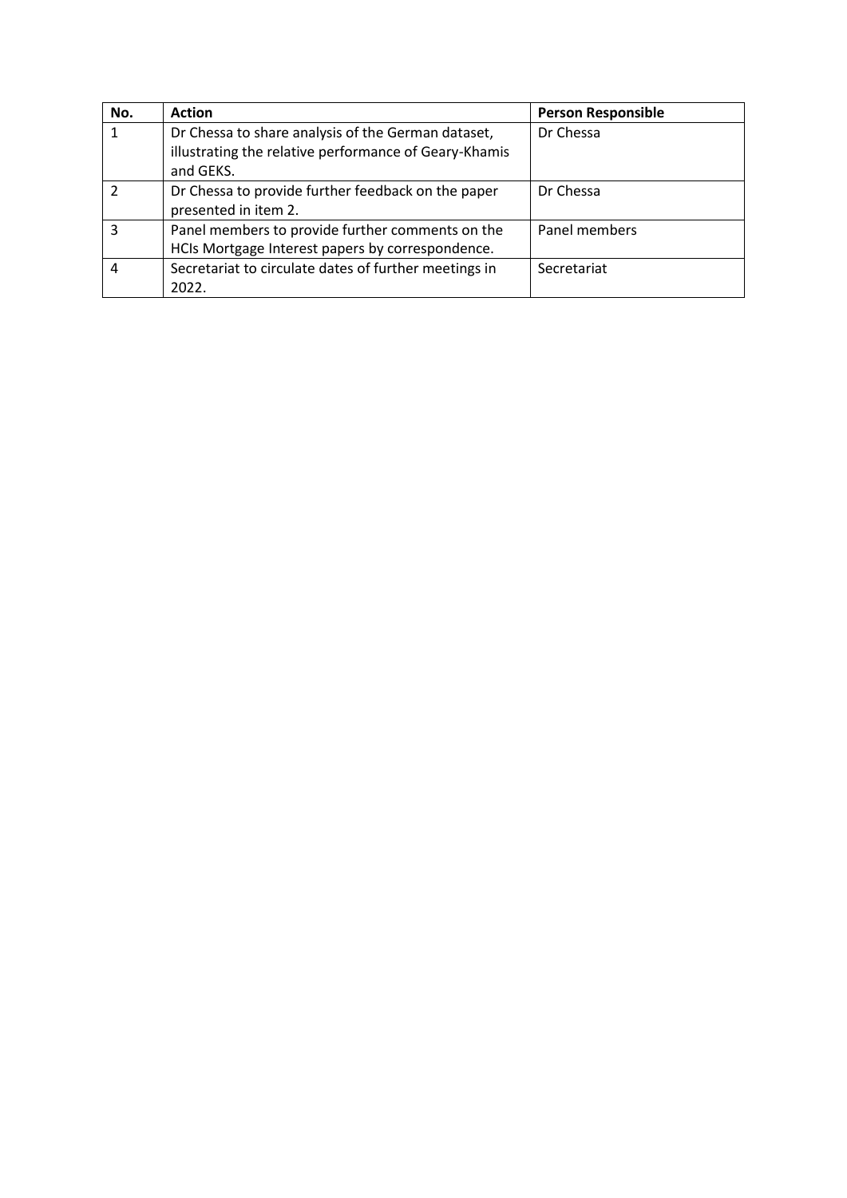| No. | Action | Person Responsible |
|---|---|---|
| 1 | Dr Chessa to share analysis of the German dataset, illustrating the relative performance of Geary-Khamis and GEKS. | Dr Chessa |
| 2 | Dr Chessa to provide further feedback on the paper presented in item 2. | Dr Chessa |
| 3 | Panel members to provide further comments on the HCIs Mortgage Interest papers by correspondence. | Panel members |
| 4 | Secretariat to circulate dates of further meetings in 2022. | Secretariat |